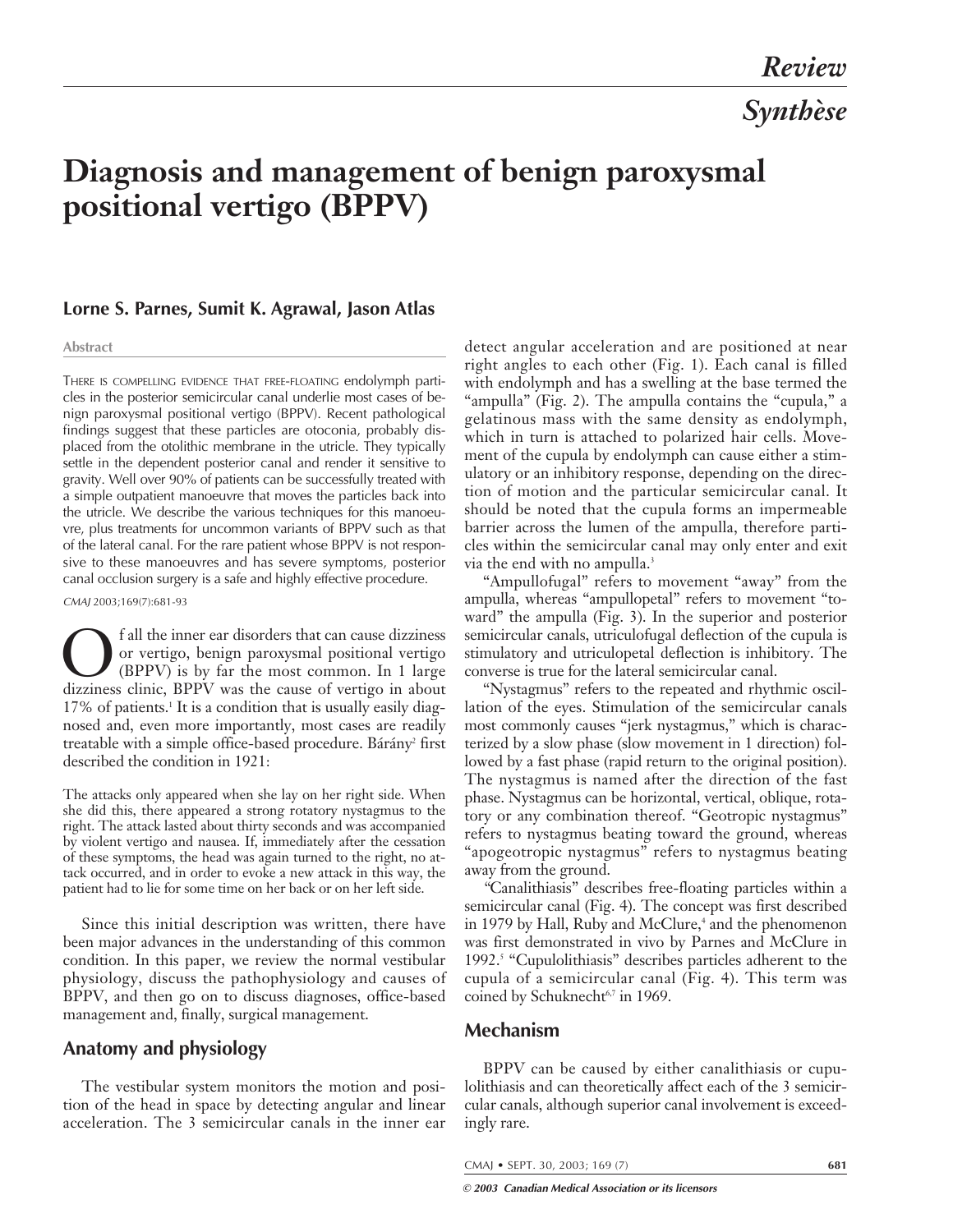*Review*

*Synthèse*

# Diagnosis and management of benign paroxysmal positional vertigo (BPPV)

**Lorne S. Parnes, Sumit K. Agrawal, Jason Atlas**

**Abstract**

THERE IS COMPELLING EVIDENCE THAT FREE-FLOATING endolymph particles in the posterior semicircular canal underlie most cases of benign paroxysmal positional vertigo (BPPV). Recent pathological findings suggest that these particles are otoconia, probably displaced from the otolithic membrane in the utricle. They typically settle in the dependent posterior canal and render it sensitive to gravity. Well over 90% of patients can be successfully treated with a simple outpatient manoeuvre that moves the particles back into the utricle. We describe the various techniques for this manoeuvre, plus treatments for uncommon variants of BPPV such as that of the lateral canal. For the rare patient whose BPPV is not responsive to these manoeuvres and has severe symptoms, posterior canal occlusion surgery is a safe and highly effective procedure.

*CMAJ* 2003;169(7):681-93

Of all the inner ear disorders that can cause dizziness or vertigo, benign paroxysmal positional vertigo (BPPV) is by far the most common. In 1 large dizziness clinic, BPPV was the cause of vertigo in about 17% of patients.[1] It is a condition that is usually easily diagnosed and, even more importantly, most cases are readily treatable with a simple office-based procedure. Bárány[2] first described the condition in 1921:

> The attacks only appeared when she lay on her right side. When she did this, there appeared a strong rotatory nystagmus to the right. The attack lasted about thirty seconds and was accompanied by violent vertigo and nausea. If, immediately after the cessation of these symptoms, the head was again turned to the right, no attack occurred, and in order to evoke a new attack in this way, the patient had to lie for some time on her back or on her left side.

Since this initial description was written, there have been major advances in the understanding of this common condition. In this paper, we review the normal vestibular physiology, discuss the pathophysiology and causes of BPPV, and then go on to discuss diagnoses, office-based management and, finally, surgical management.

## Anatomy and physiology

The vestibular system monitors the motion and position of the head in space by detecting angular and linear acceleration. The 3 semicircular canals in the inner ear detect angular acceleration and are positioned at near right angles to each other (Fig. 1). Each canal is filled with endolymph and has a swelling at the base termed the "ampulla" (Fig. 2). The ampulla contains the "cupula," a gelatinous mass with the same density as endolymph, which in turn is attached to polarized hair cells. Movement of the cupula by endolymph can cause either a stimulatory or an inhibitory response, depending on the direction of motion and the particular semicircular canal. It should be noted that the cupula forms an impermeable barrier across the lumen of the ampulla, therefore particles within the semicircular canal may only enter and exit via the end with no ampulla.[3]

"Ampullofugal" refers to movement "away" from the ampulla, whereas "ampullopetal" refers to movement "toward" the ampulla (Fig. 3). In the superior and posterior semicircular canals, utriculofugal deflection of the cupula is stimulatory and utriculopetal deflection is inhibitory. The converse is true for the lateral semicircular canal.

"Nystagmus" refers to the repeated and rhythmic oscillation of the eyes. Stimulation of the semicircular canals most commonly causes "jerk nystagmus," which is characterized by a slow phase (slow movement in 1 direction) followed by a fast phase (rapid return to the original position). The nystagmus is named after the direction of the fast phase. Nystagmus can be horizontal, vertical, oblique, rotatory or any combination thereof. "Geotropic nystagmus" refers to nystagmus beating toward the ground, whereas "apogeotropic nystagmus" refers to nystagmus beating away from the ground.

"Canalithiasis" describes free-floating particles within a semicircular canal (Fig. 4). The concept was first described in 1979 by Hall, Ruby and McClure,[4] and the phenomenon was first demonstrated in vivo by Parnes and McClure in 1992.[5] "Cupulolithiasis" describes particles adherent to the cupula of a semicircular canal (Fig. 4). This term was coined by Schuknecht[6,7] in 1969.

## Mechanism

BPPV can be caused by either canalithiasis or cupulolithiasis and can theoretically affect each of the 3 semicircular canals, although superior canal involvement is exceedingly rare.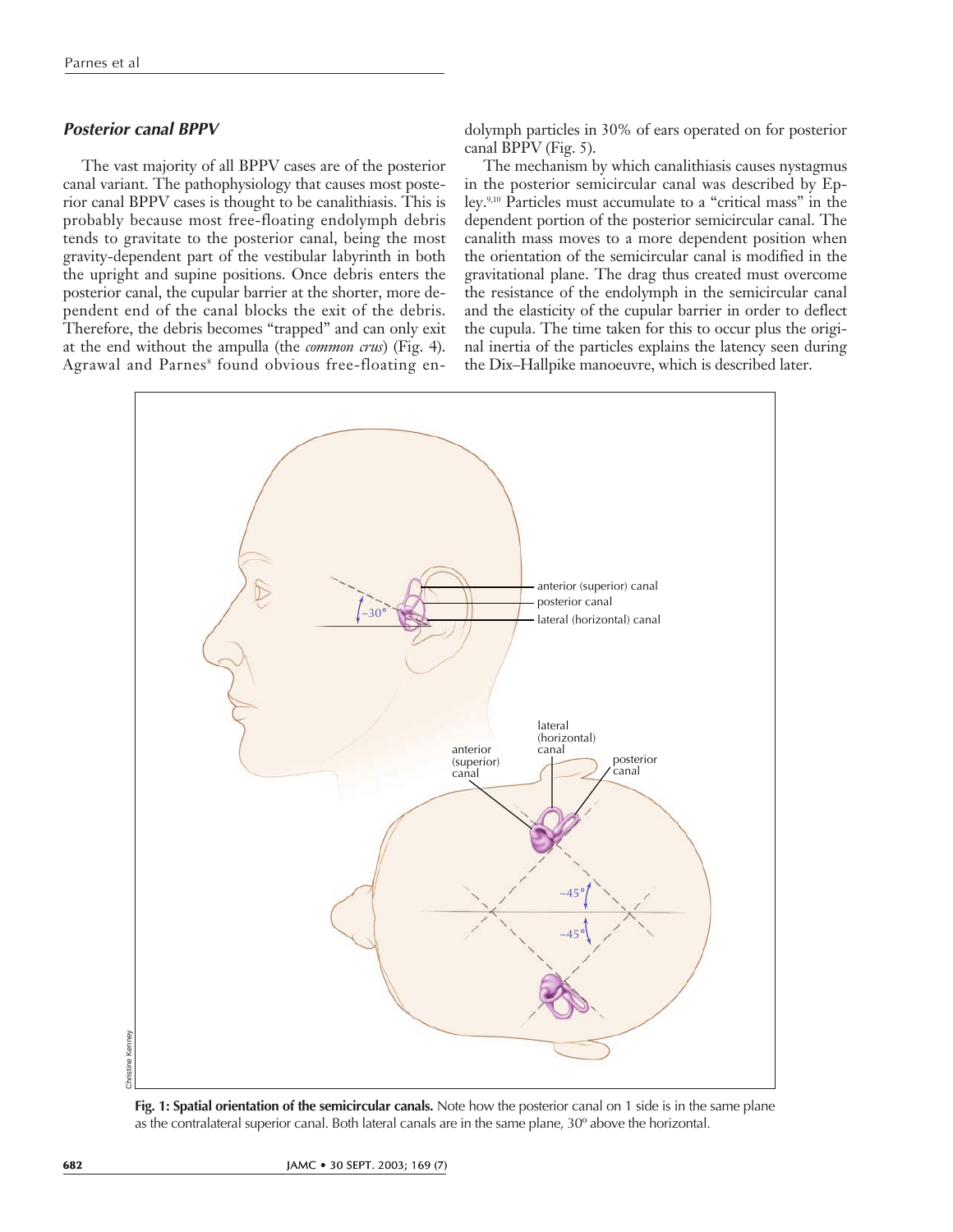### *Posterior canal BPPV*

The vast majority of all BPPV cases are of the posterior canal variant. The pathophysiology that causes most posterior canal BPPV cases is thought to be canalithiasis. This is probably because most free-floating endolymph debris tends to gravitate to the posterior canal, being the most gravity-dependent part of the vestibular labyrinth in both the upright and supine positions. Once debris enters the posterior canal, the cupular barrier at the shorter, more dependent end of the canal blocks the exit of the debris. Therefore, the debris becomes "trapped" and can only exit at the end without the ampulla (the *common crus*) (Fig. 4). Agrawal and Parnes[8] found obvious free-floating endolymph particles in 30% of ears operated on for posterior canal BPPV (Fig. 5).

The mechanism by which canalithiasis causes nystagmus in the posterior semicircular canal was described by Epley.[9,10] Particles must accumulate to a "critical mass" in the dependent portion of the posterior semicircular canal. The canalith mass moves to a more dependent position when the orientation of the semicircular canal is modified in the gravitational plane. The drag thus created must overcome the resistance of the endolymph in the semicircular canal and the elasticity of the cupular barrier in order to deflect the cupula. The time taken for this to occur plus the original inertia of the particles explains the latency seen during the Dix–Hallpike manoeuvre, which is described later.

**Fig. 1: Spatial orientation of the semicircular canals.** Note how the posterior canal on 1 side is in the same plane as the contralateral superior canal. Both lateral canals are in the same plane, 30° above the horizontal.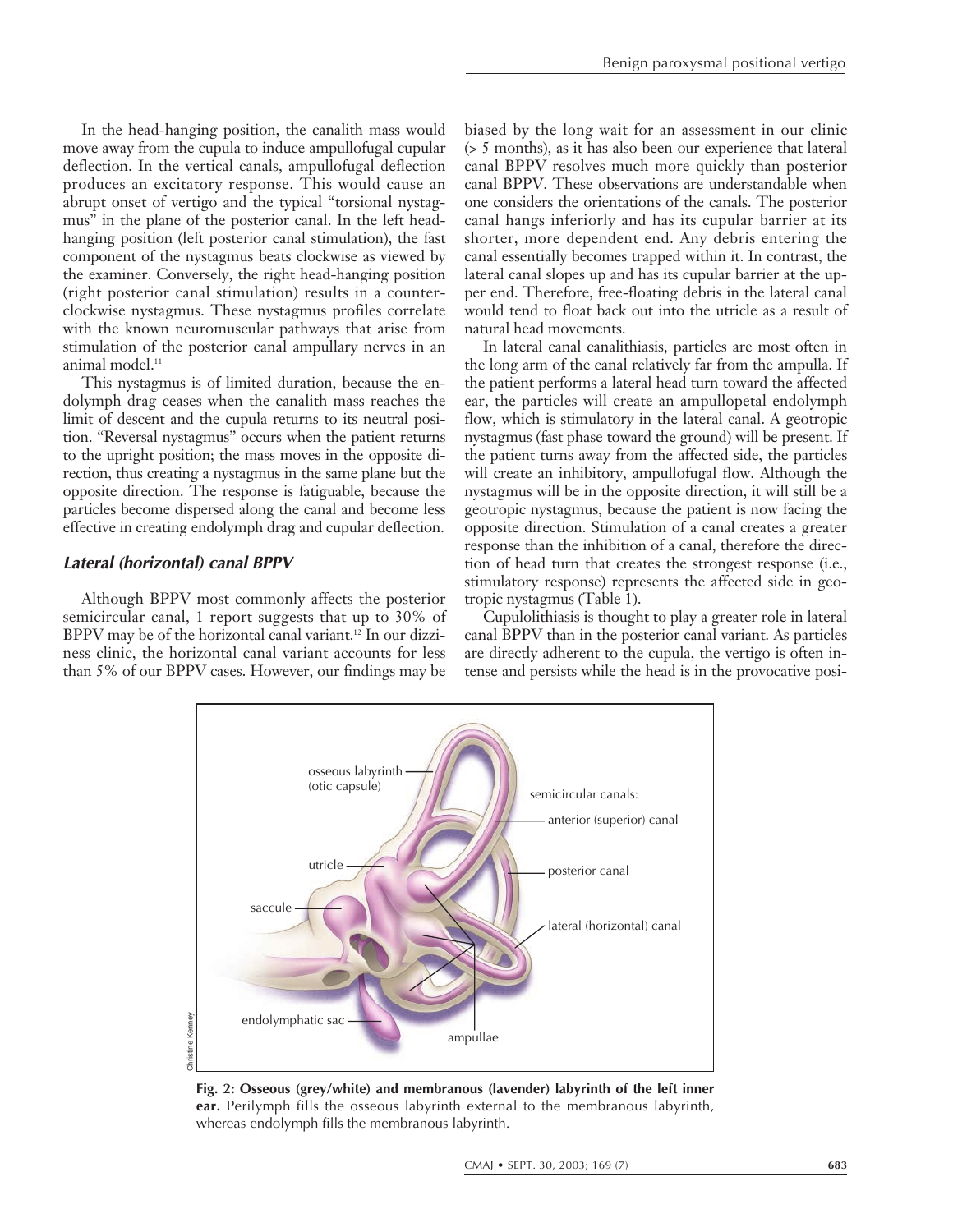In the head-hanging position, the canalith mass would move away from the cupula to induce ampullofugal cupular deflection. In the vertical canals, ampullofugal deflection produces an excitatory response. This would cause an abrupt onset of vertigo and the typical "torsional nystagmus" in the plane of the posterior canal. In the left head-hanging position (left posterior canal stimulation), the fast component of the nystagmus beats clockwise as viewed by the examiner. Conversely, the right head-hanging position (right posterior canal stimulation) results in a counterclockwise nystagmus. These nystagmus profiles correlate with the known neuromuscular pathways that arise from stimulation of the posterior canal ampullary nerves in an animal model.[11]

This nystagmus is of limited duration, because the endolymph drag ceases when the canalith mass reaches the limit of descent and the cupula returns to its neutral position. "Reversal nystagmus" occurs when the patient returns to the upright position; the mass moves in the opposite direction, thus creating a nystagmus in the same plane but the opposite direction. The response is fatiguable, because the particles become dispersed along the canal and become less effective in creating endolymph drag and cupular deflection.

### *Lateral (horizontal) canal BPPV*

Although BPPV most commonly affects the posterior semicircular canal, 1 report suggests that up to 30% of BPPV may be of the horizontal canal variant.[12] In our dizziness clinic, the horizontal canal variant accounts for less than 5% of our BPPV cases. However, our findings may be biased by the long wait for an assessment in our clinic (> 5 months), as it has also been our experience that lateral canal BPPV resolves much more quickly than posterior canal BPPV. These observations are understandable when one considers the orientations of the canals. The posterior canal hangs inferiorly and has its cupular barrier at its shorter, more dependent end. Any debris entering the canal essentially becomes trapped within it. In contrast, the lateral canal slopes up and has its cupular barrier at the upper end. Therefore, free-floating debris in the lateral canal would tend to float back out into the utricle as a result of natural head movements.

In lateral canal canalithiasis, particles are most often in the long arm of the canal relatively far from the ampulla. If the patient performs a lateral head turn toward the affected ear, the particles will create an ampullopetal endolymph flow, which is stimulatory in the lateral canal. A geotropic nystagmus (fast phase toward the ground) will be present. If the patient turns away from the affected side, the particles will create an inhibitory, ampullofugal flow. Although the nystagmus will be in the opposite direction, it will still be a geotropic nystagmus, because the patient is now facing the opposite direction. Stimulation of a canal creates a greater response than the inhibition of a canal, therefore the direction of head turn that creates the strongest response (i.e., stimulatory response) represents the affected side in geotropic nystagmus (Table 1).

Cupulolithiasis is thought to play a greater role in lateral canal BPPV than in the posterior canal variant. As particles are directly adherent to the cupula, the vertigo is often intense and persists while the head is in the provocative posi-

**Fig. 2: Osseous (grey/white) and membranous (lavender) labyrinth of the left inner ear.** Perilymph fills the osseous labyrinth external to the membranous labyrinth, whereas endolymph fills the membranous labyrinth.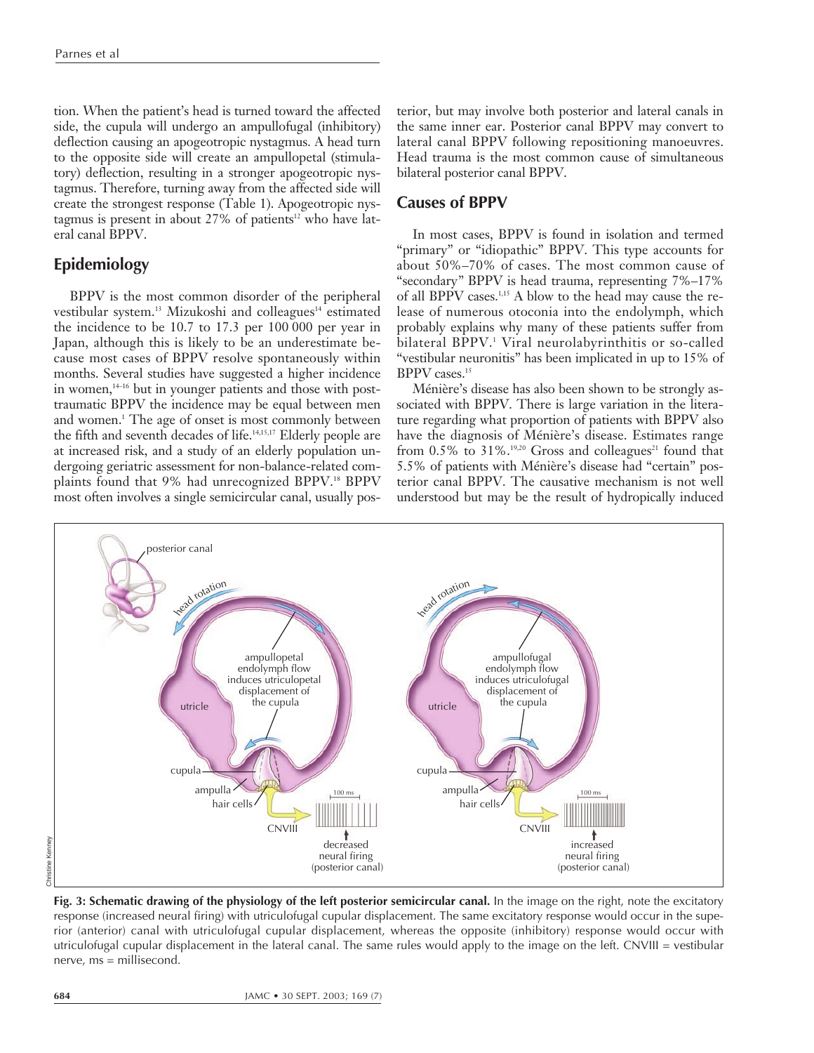tion. When the patient's head is turned toward the affected side, the cupula will undergo an ampullofugal (inhibitory) deflection causing an apogeotropic nystagmus. A head turn to the opposite side will create an ampullopetal (stimulatory) deflection, resulting in a stronger apogeotropic nystagmus. Therefore, turning away from the affected side will create the strongest response (Table 1). Apogeotropic nystagmus is present in about 27% of patients[12] who have lateral canal BPPV.

## Epidemiology

BPPV is the most common disorder of the peripheral vestibular system.[13] Mizukoshi and colleagues[14] estimated the incidence to be 10.7 to 17.3 per 100 000 per year in Japan, although this is likely to be an underestimate because most cases of BPPV resolve spontaneously within months. Several studies have suggested a higher incidence in women,[14–16] but in younger patients and those with posttraumatic BPPV the incidence may be equal between men and women.[1] The age of onset is most commonly between the fifth and seventh decades of life.[14,15,17] Elderly people are at increased risk, and a study of an elderly population undergoing geriatric assessment for non-balance-related complaints found that 9% had unrecognized BPPV.[18] BPPV most often involves a single semicircular canal, usually posterior, but may involve both posterior and lateral canals in the same inner ear. Posterior canal BPPV may convert to lateral canal BPPV following repositioning manoeuvres. Head trauma is the most common cause of simultaneous bilateral posterior canal BPPV.

## Causes of BPPV

In most cases, BPPV is found in isolation and termed "primary" or "idiopathic" BPPV. This type accounts for about 50%–70% of cases. The most common cause of "secondary" BPPV is head trauma, representing 7%–17% of all BPPV cases.[1,15] A blow to the head may cause the release of numerous otoconia into the endolymph, which probably explains why many of these patients suffer from bilateral BPPV.[1] Viral neurolabyrinthitis or so-called "vestibular neuronitis" has been implicated in up to 15% of BPPV cases.[15]

Ménière's disease has also been shown to be strongly associated with BPPV. There is large variation in the literature regarding what proportion of patients with BPPV also have the diagnosis of Ménière's disease. Estimates range from 0.5% to 31%.[19,20] Gross and colleagues[21] found that 5.5% of patients with Ménière's disease had "certain" posterior canal BPPV. The causative mechanism is not well understood but may be the result of hydropically induced

**Fig. 3: Schematic drawing of the physiology of the left posterior semicircular canal.** In the image on the right, note the excitatory response (increased neural firing) with utriculofugal cupular displacement. The same excitatory response would occur in the superior (anterior) canal with utriculofugal cupular displacement, whereas the opposite (inhibitory) response would occur with utriculofugal cupular displacement in the lateral canal. The same rules would apply to the image on the left. CNVIII = vestibular nerve, ms = millisecond.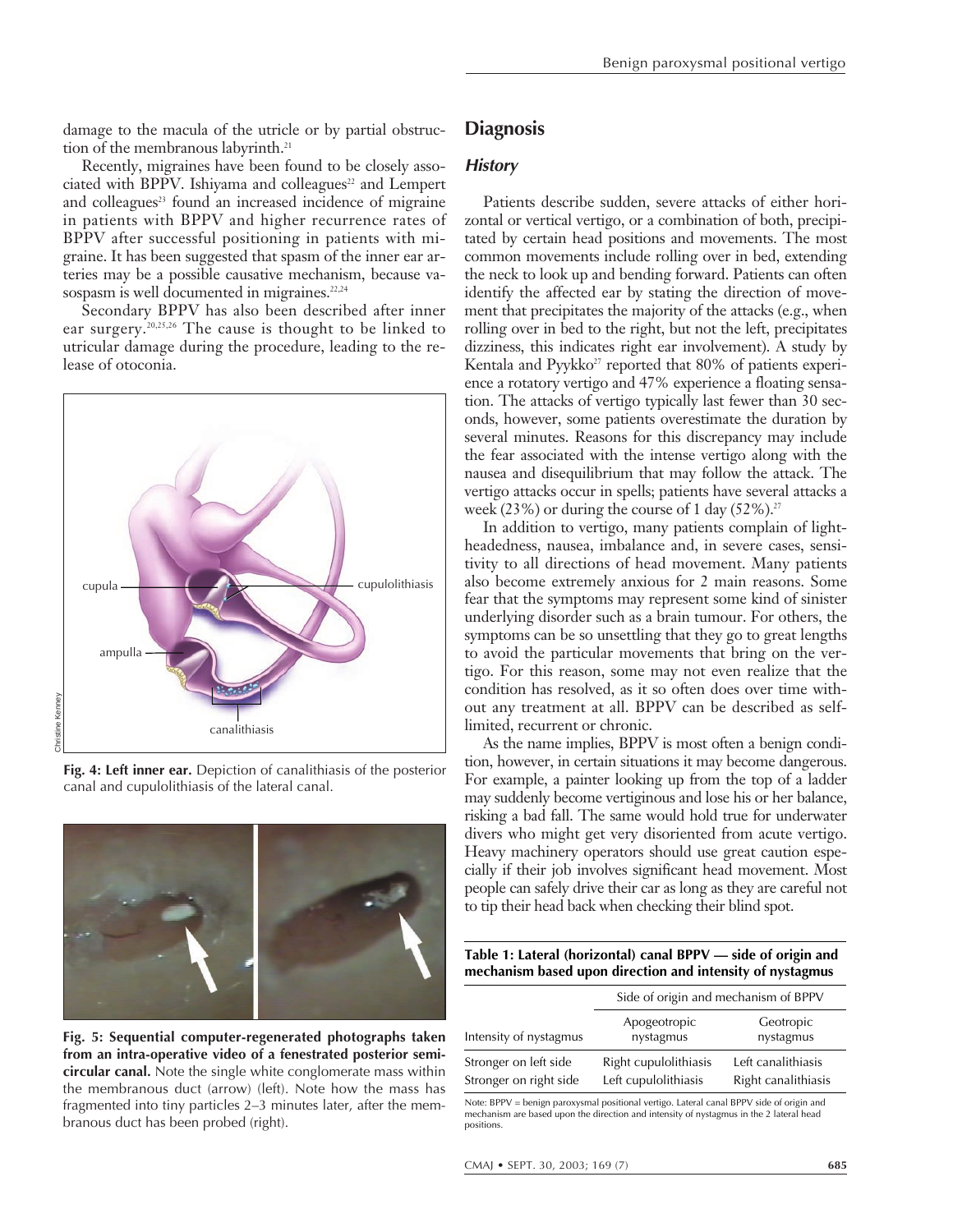damage to the macula of the utricle or by partial obstruction of the membranous labyrinth.[21]

Recently, migraines have been found to be closely associated with BPPV. Ishiyama and colleagues[22] and Lempert and colleagues[23] found an increased incidence of migraine in patients with BPPV and higher recurrence rates of BPPV after successful positioning in patients with migraine. It has been suggested that spasm of the inner ear arteries may be a possible causative mechanism, because vasospasm is well documented in migraines.[22,24]

Secondary BPPV has also been described after inner ear surgery.[20,25,26] The cause is thought to be linked to utricular damage during the procedure, leading to the release of otoconia.

**Fig. 4: Left inner ear.** Depiction of canalithiasis of the posterior canal and cupulolithiasis of the lateral canal.

**Fig. 5: Sequential computer-regenerated photographs taken from an intra-operative video of a fenestrated posterior semicircular canal.** Note the single white conglomerate mass within the membranous duct (arrow) (left). Note how the mass has fragmented into tiny particles 2–3 minutes later, after the membranous duct has been probed (right).

## Diagnosis

### *History*

Patients describe sudden, severe attacks of either horizontal or vertical vertigo, or a combination of both, precipitated by certain head positions and movements. The most common movements include rolling over in bed, extending the neck to look up and bending forward. Patients can often identify the affected ear by stating the direction of movement that precipitates the majority of the attacks (e.g., when rolling over in bed to the right, but not the left, precipitates dizziness, this indicates right ear involvement). A study by Kentala and Pyykko[27] reported that 80% of patients experience a rotatory vertigo and 47% experience a floating sensation. The attacks of vertigo typically last fewer than 30 seconds, however, some patients overestimate the duration by several minutes. Reasons for this discrepancy may include the fear associated with the intense vertigo along with the nausea and disequilibrium that may follow the attack. The vertigo attacks occur in spells; patients have several attacks a week (23%) or during the course of 1 day (52%).[27]

In addition to vertigo, many patients complain of lightheadedness, nausea, imbalance and, in severe cases, sensitivity to all directions of head movement. Many patients also become extremely anxious for 2 main reasons. Some fear that the symptoms may represent some kind of sinister underlying disorder such as a brain tumour. For others, the symptoms can be so unsettling that they go to great lengths to avoid the particular movements that bring on the vertigo. For this reason, some may not even realize that the condition has resolved, as it so often does over time without any treatment at all. BPPV can be described as self-limited, recurrent or chronic.

As the name implies, BPPV is most often a benign condition, however, in certain situations it may become dangerous. For example, a painter looking up from the top of a ladder may suddenly become vertiginous and lose his or her balance, risking a bad fall. The same would hold true for underwater divers who might get very disoriented from acute vertigo. Heavy machinery operators should use great caution especially if their job involves significant head movement. Most people can safely drive their car as long as they are careful not to tip their head back when checking their blind spot.

**Table 1: Lateral (horizontal) canal BPPV — side of origin and mechanism based upon direction and intensity of nystagmus**

| | Side of origin and mechanism of BPPV | |
|---|---|---|
| Intensity of nystagmus | Apogeotropic nystagmus | Geotropic nystagmus |
| Stronger on left side | Right cupulolithiasis | Left canalithiasis |
| Stronger on right side | Left cupulolithiasis | Right canalithiasis |

Note: BPPV = benign paroxysmal positional vertigo. Lateral canal BPPV side of origin and mechanism are based upon the direction and intensity of nystagmus in the 2 lateral head positions.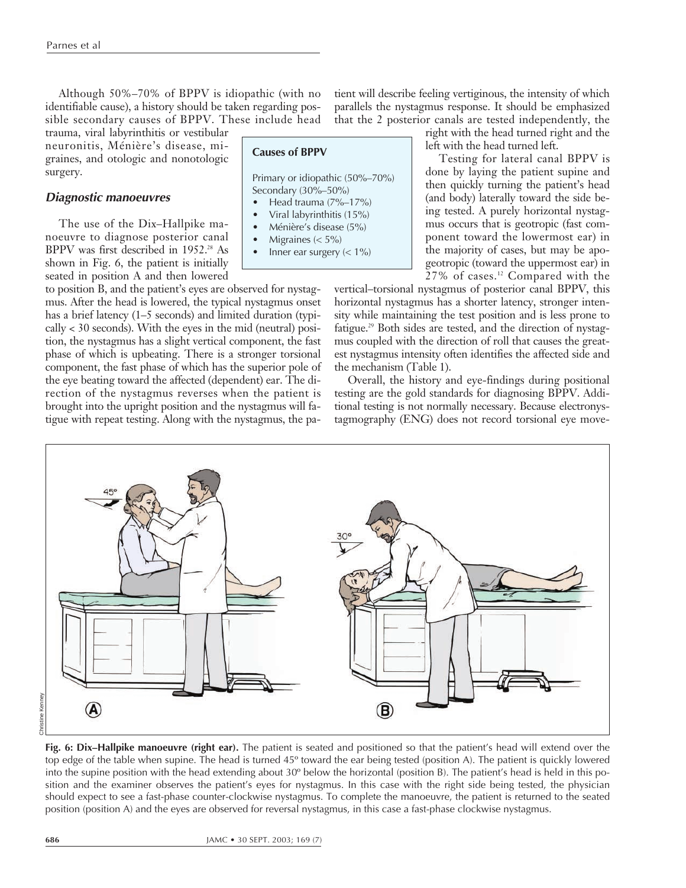Although 50%–70% of BPPV is idiopathic (with no identifiable cause), a history should be taken regarding possible secondary causes of BPPV. These include head trauma, viral labyrinthitis or vestibular neuronitis, Ménière's disease, migraines, and otologic and nonotologic surgery.

**Causes of BPPV**

Primary or idiopathic (50%–70%)
Secondary (30%–50%)

- Head trauma (7%–17%)
- Viral labyrinthitis (15%)
- Ménière's disease (5%)
- Migraines (< 5%)
- Inner ear surgery (< 1%)

### *Diagnostic manoeuvres*

The use of the Dix–Hallpike manoeuvre to diagnose posterior canal BPPV was first described in 1952.[28] As shown in Fig. 6, the patient is initially seated in position A and then lowered to position B, and the patient's eyes are observed for nystagmus. After the head is lowered, the typical nystagmus onset has a brief latency (1–5 seconds) and limited duration (typically < 30 seconds). With the eyes in the mid (neutral) position, the nystagmus has a slight vertical component, the fast phase of which is upbeating. There is a stronger torsional component, the fast phase of which has the superior pole of the eye beating toward the affected (dependent) ear. The direction of the nystagmus reverses when the patient is brought into the upright position and the nystagmus will fatigue with repeat testing. Along with the nystagmus, the patient will describe feeling vertiginous, the intensity of which parallels the nystagmus response. It should be emphasized that the 2 posterior canals are tested independently, the right with the head turned right and the left with the head turned left.

Testing for lateral canal BPPV is done by laying the patient supine and then quickly turning the patient's head (and body) laterally toward the side being tested. A purely horizontal nystagmus occurs that is geotropic (fast component toward the lowermost ear) in the majority of cases, but may be apogeotropic (toward the uppermost ear) in 27% of cases.[12] Compared with the vertical–torsional nystagmus of posterior canal BPPV, this horizontal nystagmus has a shorter latency, stronger intensity while maintaining the test position and is less prone to fatigue.[29] Both sides are tested, and the direction of nystagmus coupled with the direction of roll that causes the greatest nystagmus intensity often identifies the affected side and the mechanism (Table 1).

Overall, the history and eye-findings during positional testing are the gold standards for diagnosing BPPV. Additional testing is not normally necessary. Because electronystagmography (ENG) does not record torsional eye move-

**Fig. 6: Dix–Hallpike manoeuvre (right ear).** The patient is seated and positioned so that the patient's head will extend over the top edge of the table when supine. The head is turned 45º toward the ear being tested (position A). The patient is quickly lowered into the supine position with the head extending about 30º below the horizontal (position B). The patient's head is held in this position and the examiner observes the patient's eyes for nystagmus. In this case with the right side being tested, the physician should expect to see a fast-phase counter-clockwise nystagmus. To complete the manoeuvre, the patient is returned to the seated position (position A) and the eyes are observed for reversal nystagmus, in this case a fast-phase clockwise nystagmus.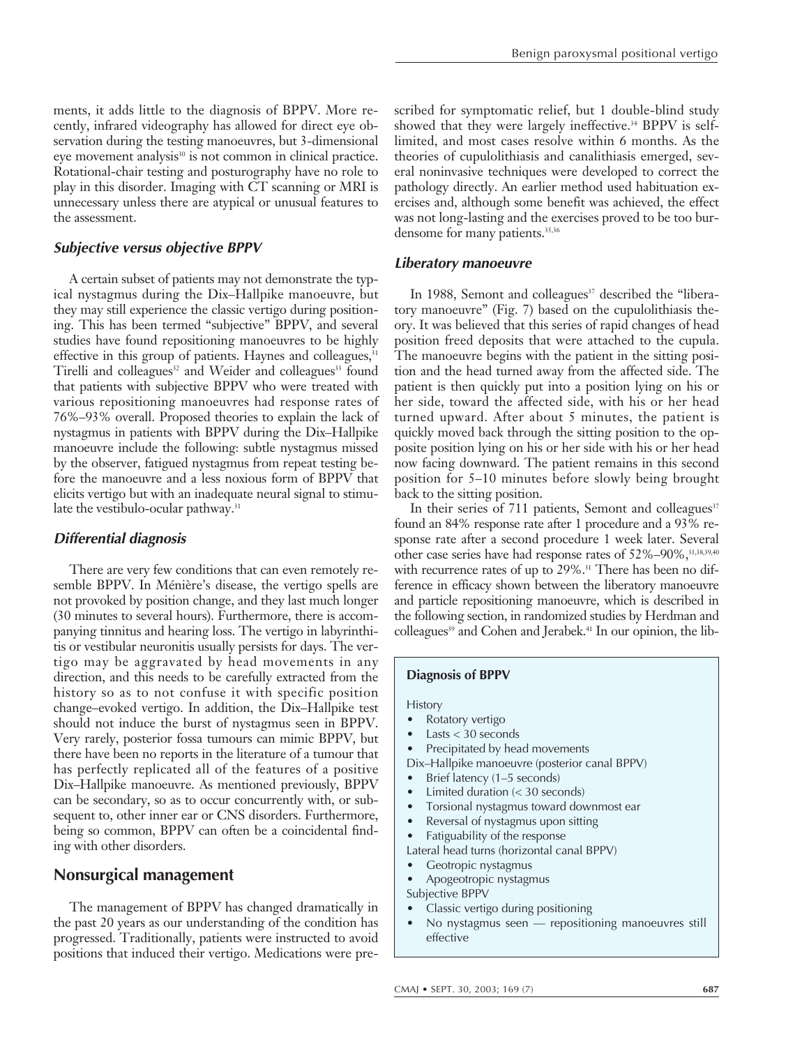ments, it adds little to the diagnosis of BPPV. More recently, infrared videography has allowed for direct eye observation during the testing manoeuvres, but 3-dimensional eye movement analysis[30] is not common in clinical practice. Rotational-chair testing and posturography have no role to play in this disorder. Imaging with CT scanning or MRI is unnecessary unless there are atypical or unusual features to the assessment.

### *Subjective versus objective BPPV*

A certain subset of patients may not demonstrate the typical nystagmus during the Dix–Hallpike manoeuvre, but they may still experience the classic vertigo during positioning. This has been termed "subjective" BPPV, and several studies have found repositioning manoeuvres to be highly effective in this group of patients. Haynes and colleagues,[31] Tirelli and colleagues[32] and Weider and colleagues[33] found that patients with subjective BPPV who were treated with various repositioning manoeuvres had response rates of 76%–93% overall. Proposed theories to explain the lack of nystagmus in patients with BPPV during the Dix–Hallpike manoeuvre include the following: subtle nystagmus missed by the observer, fatigued nystagmus from repeat testing before the manoeuvre and a less noxious form of BPPV that elicits vertigo but with an inadequate neural signal to stimulate the vestibulo-ocular pathway.[31]

### *Differential diagnosis*

There are very few conditions that can even remotely resemble BPPV. In Ménière's disease, the vertigo spells are not provoked by position change, and they last much longer (30 minutes to several hours). Furthermore, there is accompanying tinnitus and hearing loss. The vertigo in labyrinthitis or vestibular neuronitis usually persists for days. The vertigo may be aggravated by head movements in any direction, and this needs to be carefully extracted from the history so as to not confuse it with specific position change–evoked vertigo. In addition, the Dix–Hallpike test should not induce the burst of nystagmus seen in BPPV. Very rarely, posterior fossa tumours can mimic BPPV, but there have been no reports in the literature of a tumour that has perfectly replicated all of the features of a positive Dix–Hallpike manoeuvre. As mentioned previously, BPPV can be secondary, so as to occur concurrently with, or subsequent to, other inner ear or CNS disorders. Furthermore, being so common, BPPV can often be a coincidental finding with other disorders.

## Nonsurgical management

The management of BPPV has changed dramatically in the past 20 years as our understanding of the condition has progressed. Traditionally, patients were instructed to avoid positions that induced their vertigo. Medications were prescribed for symptomatic relief, but 1 double-blind study showed that they were largely ineffective.[34] BPPV is self-limited, and most cases resolve within 6 months. As the theories of cupulolithiasis and canalithiasis emerged, several noninvasive techniques were developed to correct the pathology directly. An earlier method used habituation exercises and, although some benefit was achieved, the effect was not long-lasting and the exercises proved to be too burdensome for many patients.[35,36]

### *Liberatory manoeuvre*

In 1988, Semont and colleagues[37] described the "liberatory manoeuvre" (Fig. 7) based on the cupulolithiasis theory. It was believed that this series of rapid changes of head position freed deposits that were attached to the cupula. The manoeuvre begins with the patient in the sitting position and the head turned away from the affected side. The patient is then quickly put into a position lying on his or her side, toward the affected side, with his or her head turned upward. After about 5 minutes, the patient is quickly moved back through the sitting position to the opposite position lying on his or her side with his or her head now facing downward. The patient remains in this second position for 5–10 minutes before slowly being brought back to the sitting position.

In their series of 711 patients, Semont and colleagues[37] found an 84% response rate after 1 procedure and a 93% response rate after a second procedure 1 week later. Several other case series have had response rates of 52%–90%,[31,38,39,40] with recurrence rates of up to 29%.[31] There has been no difference in efficacy shown between the liberatory manoeuvre and particle repositioning manoeuvre, which is described in the following section, in randomized studies by Herdman and colleagues[39] and Cohen and Jerabek.[41] In our opinion, the lib-

**Diagnosis of BPPV**

History
- Rotatory vertigo
- Lasts < 30 seconds
- Precipitated by head movements

Dix–Hallpike manoeuvre (posterior canal BPPV)
- Brief latency (1–5 seconds)
- Limited duration (< 30 seconds)
- Torsional nystagmus toward downmost ear
- Reversal of nystagmus upon sitting
- Fatiguability of the response

Lateral head turns (horizontal canal BPPV)
- Geotropic nystagmus
- Apogeotropic nystagmus

Subjective BPPV
- Classic vertigo during positioning
- No nystagmus seen — repositioning manoeuvres still effective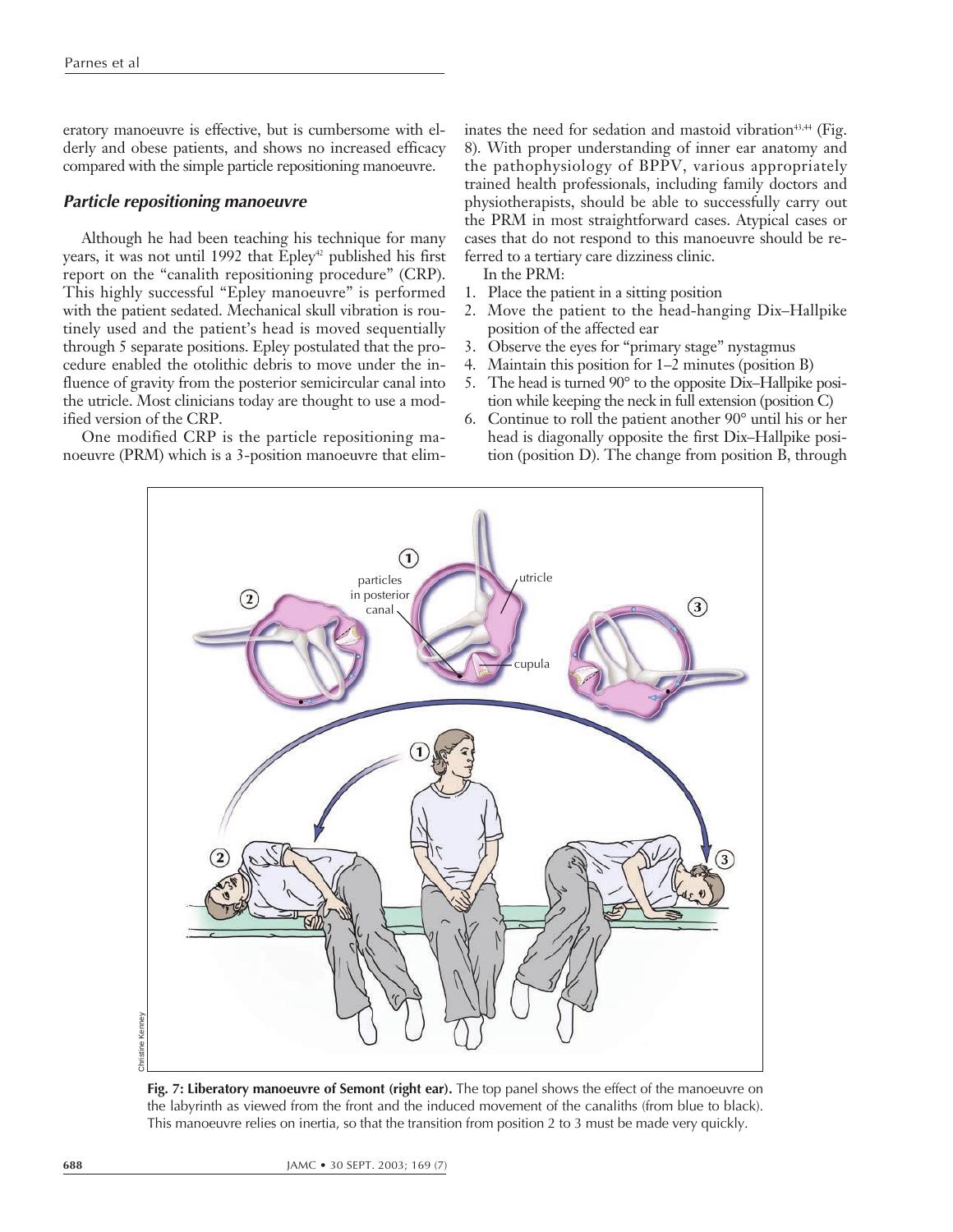eratory manoeuvre is effective, but is cumbersome with elderly and obese patients, and shows no increased efficacy compared with the simple particle repositioning manoeuvre.

### *Particle repositioning manoeuvre*

Although he had been teaching his technique for many years, it was not until 1992 that Epley[42] published his first report on the "canalith repositioning procedure" (CRP). This highly successful "Epley manoeuvre" is performed with the patient sedated. Mechanical skull vibration is routinely used and the patient's head is moved sequentially through 5 separate positions. Epley postulated that the procedure enabled the otolithic debris to move under the influence of gravity from the posterior semicircular canal into the utricle. Most clinicians today are thought to use a modified version of the CRP.

One modified CRP is the particle repositioning manoeuvre (PRM) which is a 3-position manoeuvre that eliminates the need for sedation and mastoid vibration[43,44] (Fig. 8). With proper understanding of inner ear anatomy and the pathophysiology of BPPV, various appropriately trained health professionals, including family doctors and physiotherapists, should be able to successfully carry out the PRM in most straightforward cases. Atypical cases or cases that do not respond to this manoeuvre should be referred to a tertiary care dizziness clinic.

In the PRM:

1. Place the patient in a sitting position
2. Move the patient to the head-hanging Dix–Hallpike position of the affected ear
3. Observe the eyes for "primary stage" nystagmus
4. Maintain this position for 1–2 minutes (position B)
5. The head is turned 90° to the opposite Dix–Hallpike position while keeping the neck in full extension (position C)
6. Continue to roll the patient another 90° until his or her head is diagonally opposite the first Dix–Hallpike position (position D). The change from position B, through

**Fig. 7: Liberatory manoeuvre of Semont (right ear).** The top panel shows the effect of the manoeuvre on the labyrinth as viewed from the front and the induced movement of the canaliths (from blue to black). This manoeuvre relies on inertia, so that the transition from position 2 to 3 must be made very quickly.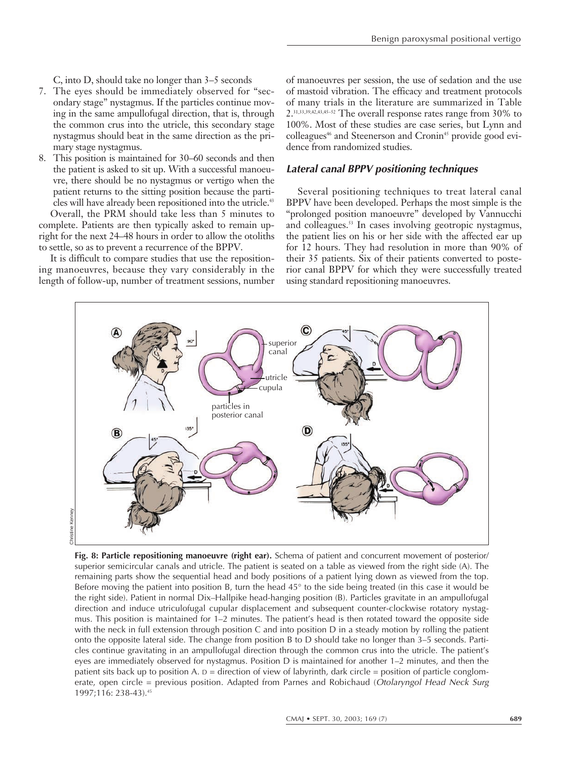C, into D, should take no longer than 3–5 seconds

7. The eyes should be immediately observed for "secondary stage" nystagmus. If the particles continue moving in the same ampullofugal direction, that is, through the common crus into the utricle, this secondary stage nystagmus should beat in the same direction as the primary stage nystagmus.
8. This position is maintained for 30–60 seconds and then the patient is asked to sit up. With a successful manoeuvre, there should be no nystagmus or vertigo when the patient returns to the sitting position because the particles will have already been repositioned into the utricle.[43]

Overall, the PRM should take less than 5 minutes to complete. Patients are then typically asked to remain upright for the next 24–48 hours in order to allow the otoliths to settle, so as to prevent a recurrence of the BPPV.

It is difficult to compare studies that use the repositioning manoeuvres, because they vary considerably in the length of follow-up, number of treatment sessions, number of manoeuvres per session, the use of sedation and the use of mastoid vibration. The efficacy and treatment protocols of many trials in the literature are summarized in Table 2.[31,33,39,42,43,45–52] The overall response rates range from 30% to 100%. Most of these studies are case series, but Lynn and colleagues[46] and Steenerson and Cronin[45] provide good evidence from randomized studies.

### *Lateral canal BPPV positioning techniques*

Several positioning techniques to treat lateral canal BPPV have been developed. Perhaps the most simple is the "prolonged position manoeuvre" developed by Vannucchi and colleagues.[53] In cases involving geotropic nystagmus, the patient lies on his or her side with the affected ear up for 12 hours. They had resolution in more than 90% of their 35 patients. Six of their patients converted to posterior canal BPPV for which they were successfully treated using standard repositioning manoeuvres.

**Fig. 8: Particle repositioning manoeuvre (right ear).** Schema of patient and concurrent movement of posterior/superior semicircular canals and utricle. The patient is seated on a table as viewed from the right side (A). The remaining parts show the sequential head and body positions of a patient lying down as viewed from the top. Before moving the patient into position B, turn the head 45° to the side being treated (in this case it would be the right side). Patient in normal Dix–Hallpike head-hanging position (B). Particles gravitate in an ampullofugal direction and induce utriculofugal cupular displacement and subsequent counter-clockwise rotatory nystagmus. This position is maintained for 1–2 minutes. The patient's head is then rotated toward the opposite side with the neck in full extension through position C and into position D in a steady motion by rolling the patient onto the opposite lateral side. The change from position B to D should take no longer than 3–5 seconds. Particles continue gravitating in an ampullofugal direction through the common crus into the utricle. The patient's eyes are immediately observed for nystagmus. Position D is maintained for another 1–2 minutes, and then the patient sits back up to position A. D = direction of view of labyrinth, dark circle = position of particle conglomerate, open circle = previous position. Adapted from Parnes and Robichaud (*Otolaryngol Head Neck Surg* 1997;116: 238-43).[45]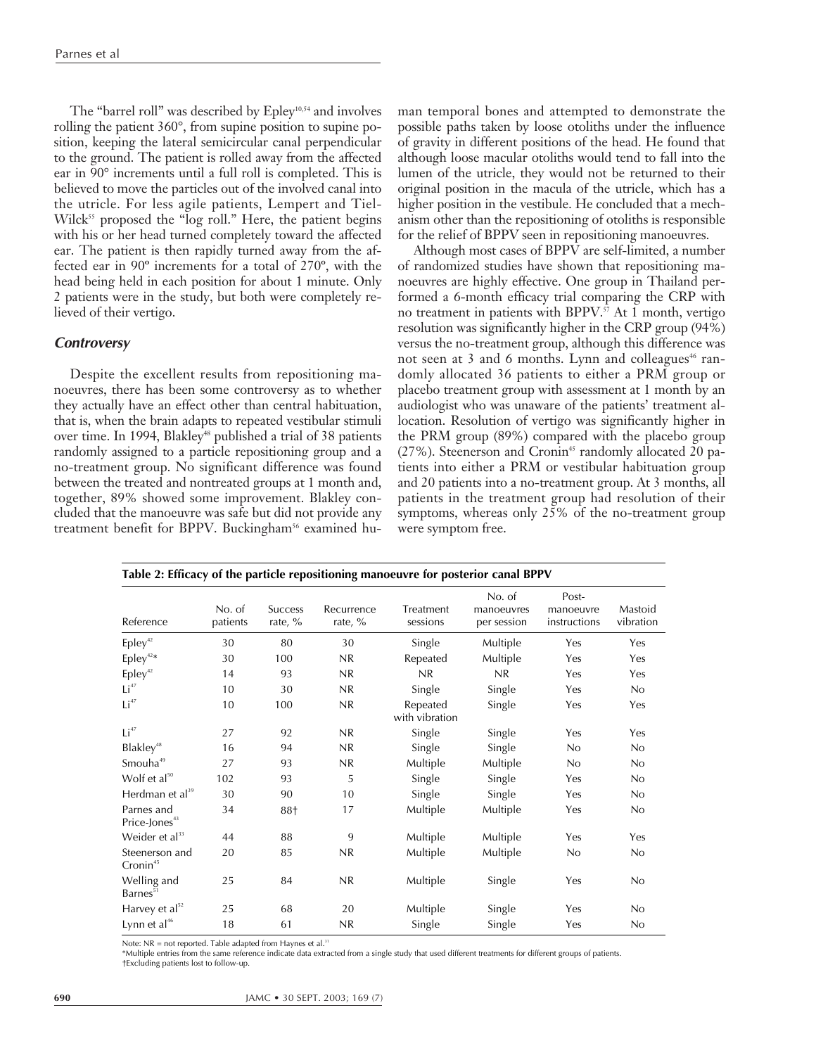The "barrel roll" was described by Epley[10,54] and involves rolling the patient 360°, from supine position to supine position, keeping the lateral semicircular canal perpendicular to the ground. The patient is rolled away from the affected ear in 90° increments until a full roll is completed. This is believed to move the particles out of the involved canal into the utricle. For less agile patients, Lempert and Tiel-Wilck[55] proposed the "log roll." Here, the patient begins with his or her head turned completely toward the affected ear. The patient is then rapidly turned away from the affected ear in 90º increments for a total of 270º, with the head being held in each position for about 1 minute. Only 2 patients were in the study, but both were completely relieved of their vertigo.

### *Controversy*

Despite the excellent results from repositioning manoeuvres, there has been some controversy as to whether they actually have an effect other than central habituation, that is, when the brain adapts to repeated vestibular stimuli over time. In 1994, Blakley[48] published a trial of 38 patients randomly assigned to a particle repositioning group and a no-treatment group. No significant difference was found between the treated and nontreated groups at 1 month and, together, 89% showed some improvement. Blakley concluded that the manoeuvre was safe but did not provide any treatment benefit for BPPV. Buckingham[56] examined human temporal bones and attempted to demonstrate the possible paths taken by loose otoliths under the influence of gravity in different positions of the head. He found that although loose macular otoliths would tend to fall into the lumen of the utricle, they would not be returned to their original position in the macula of the utricle, which has a higher position in the vestibule. He concluded that a mechanism other than the repositioning of otoliths is responsible for the relief of BPPV seen in repositioning manoeuvres.

Although most cases of BPPV are self-limited, a number of randomized studies have shown that repositioning manoeuvres are highly effective. One group in Thailand performed a 6-month efficacy trial comparing the CRP with no treatment in patients with BPPV.[57] At 1 month, vertigo resolution was significantly higher in the CRP group (94%) versus the no-treatment group, although this difference was not seen at 3 and 6 months. Lynn and colleagues[46] randomly allocated 36 patients to either a PRM group or placebo treatment group with assessment at 1 month by an audiologist who was unaware of the patients' treatment allocation. Resolution of vertigo was significantly higher in the PRM group (89%) compared with the placebo group (27%). Steenerson and Cronin[45] randomly allocated 20 patients into either a PRM or vestibular habituation group and 20 patients into a no-treatment group. At 3 months, all patients in the treatment group had resolution of their symptoms, whereas only 25% of the no-treatment group were symptom free.

**Table 2: Efficacy of the particle repositioning manoeuvre for posterior canal BPPV**

| Reference | No. of patients | Success rate, % | Recurrence rate, % | Treatment sessions | No. of manoeuvres per session | Post-manoeuvre instructions | Mastoid vibration |
|---|---|---|---|---|---|---|---|
| Epley[42] | 30 | 80 | 30 | Single | Multiple | Yes | Yes |
| Epley[42]* | 30 | 100 | NR | Repeated | Multiple | Yes | Yes |
| Epley[42] | 14 | 93 | NR | NR | NR | Yes | Yes |
| Li[47] | 10 | 30 | NR | Single | Single | Yes | No |
| Li[47] | 10 | 100 | NR | Repeated with vibration | Single | Yes | Yes |
| Li[47] | 27 | 92 | NR | Single | Single | Yes | Yes |
| Blakley[48] | 16 | 94 | NR | Single | Single | No | No |
| Smouha[49] | 27 | 93 | NR | Multiple | Multiple | No | No |
| Wolf et al[50] | 102 | 93 | 5 | Single | Single | Yes | No |
| Herdman et al[39] | 30 | 90 | 10 | Single | Single | Yes | No |
| Parnes and Price-Jones[43] | 34 | 88† | 17 | Multiple | Multiple | Yes | No |
| Weider et al[33] | 44 | 88 | 9 | Multiple | Multiple | Yes | Yes |
| Steenerson and Cronin[45] | 20 | 85 | NR | Multiple | Multiple | No | No |
| Welling and Barnes[51] | 25 | 84 | NR | Multiple | Single | Yes | No |
| Harvey et al[52] | 25 | 68 | 20 | Multiple | Single | Yes | No |
| Lynn et al[46] | 18 | 61 | NR | Single | Single | Yes | No |

Note: NR = not reported. Table adapted from Haynes et al.[31]
*Multiple entries from the same reference indicate data extracted from a single study that used different treatments for different groups of patients.
†Excluding patients lost to follow-up.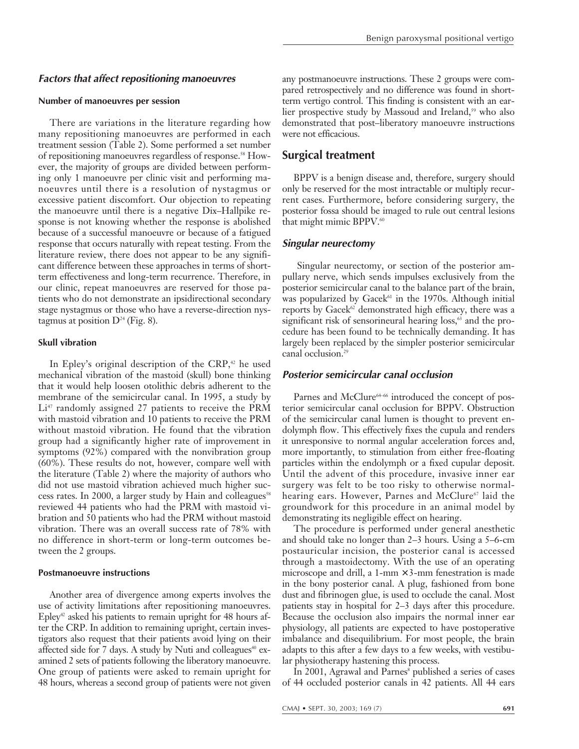### *Factors that affect repositioning manoeuvres*

#### Number of manoeuvres per session

There are variations in the literature regarding how many repositioning manoeuvres are performed in each treatment session (Table 2). Some performed a set number of repositioning manoeuvres regardless of response.[58] However, the majority of groups are divided between performing only 1 manoeuvre per clinic visit and performing manoeuvres until there is a resolution of nystagmus or excessive patient discomfort. Our objection to repeating the manoeuvre until there is a negative Dix–Hallpike response is not knowing whether the response is abolished because of a successful manoeuvre or because of a fatigued response that occurs naturally with repeat testing. From the literature review, there does not appear to be any significant difference between these approaches in terms of short-term effectiveness and long-term recurrence. Therefore, in our clinic, repeat manoeuvres are reserved for those patients who do not demonstrate an ipsidirectional secondary stage nystagmus or those who have a reverse-direction nystagmus at position D[24] (Fig. 8).

#### Skull vibration

In Epley's original description of the CRP,[42] he used mechanical vibration of the mastoid (skull) bone thinking that it would help loosen otolithic debris adherent to the membrane of the semicircular canal. In 1995, a study by Li[47] randomly assigned 27 patients to receive the PRM with mastoid vibration and 10 patients to receive the PRM without mastoid vibration. He found that the vibration group had a significantly higher rate of improvement in symptoms (92%) compared with the nonvibration group (60%). These results do not, however, compare well with the literature (Table 2) where the majority of authors who did not use mastoid vibration achieved much higher success rates. In 2000, a larger study by Hain and colleagues[58] reviewed 44 patients who had the PRM with mastoid vibration and 50 patients who had the PRM without mastoid vibration. There was an overall success rate of 78% with no difference in short-term or long-term outcomes between the 2 groups.

#### Postmanoeuvre instructions

Another area of divergence among experts involves the use of activity limitations after repositioning manoeuvres. Epley[42] asked his patients to remain upright for 48 hours after the CRP. In addition to remaining upright, certain investigators also request that their patients avoid lying on their affected side for 7 days. A study by Nuti and colleagues[40] examined 2 sets of patients following the liberatory manoeuvre. One group of patients were asked to remain upright for 48 hours, whereas a second group of patients were not given any postmanoeuvre instructions. These 2 groups were compared retrospectively and no difference was found in short-term vertigo control. This finding is consistent with an earlier prospective study by Massoud and Ireland,[59] who also demonstrated that post–liberatory manoeuvre instructions were not efficacious.

## Surgical treatment

BPPV is a benign disease and, therefore, surgery should only be reserved for the most intractable or multiply recurrent cases. Furthermore, before considering surgery, the posterior fossa should be imaged to rule out central lesions that might mimic BPPV.[60]

### *Singular neurectomy*

Singular neurectomy, or section of the posterior ampullary nerve, which sends impulses exclusively from the posterior semicircular canal to the balance part of the brain, was popularized by Gacek[61] in the 1970s. Although initial reports by Gacek[62] demonstrated high efficacy, there was a significant risk of sensorineural hearing loss,[63] and the procedure has been found to be technically demanding. It has largely been replaced by the simpler posterior semicircular canal occlusion.[29]

### *Posterior semicircular canal occlusion*

Parnes and McClure[64–66] introduced the concept of posterior semicircular canal occlusion for BPPV. Obstruction of the semicircular canal lumen is thought to prevent endolymph flow. This effectively fixes the cupula and renders it unresponsive to normal angular acceleration forces and, more importantly, to stimulation from either free-floating particles within the endolymph or a fixed cupular deposit. Until the advent of this procedure, invasive inner ear surgery was felt to be too risky to otherwise normal-hearing ears. However, Parnes and McClure[67] laid the groundwork for this procedure in an animal model by demonstrating its negligible effect on hearing.

The procedure is performed under general anesthetic and should take no longer than 2–3 hours. Using a 5–6-cm postauricular incision, the posterior canal is accessed through a mastoidectomy. With the use of an operating microscope and drill, a 1-mm × 3-mm fenestration is made in the bony posterior canal. A plug, fashioned from bone dust and fibrinogen glue, is used to occlude the canal. Most patients stay in hospital for 2–3 days after this procedure. Because the occlusion also impairs the normal inner ear physiology, all patients are expected to have postoperative imbalance and disequilibrium. For most people, the brain adapts to this after a few days to a few weeks, with vestibular physiotherapy hastening this process.

In 2001, Agrawal and Parnes[8] published a series of cases of 44 occluded posterior canals in 42 patients. All 44 ears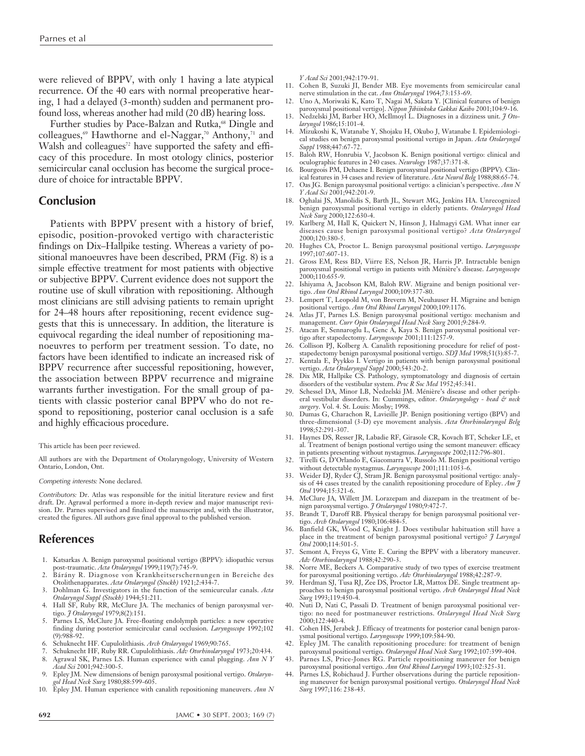were relieved of BPPV, with only 1 having a late atypical recurrence. Of the 40 ears with normal preoperative hearing, 1 had a delayed (3-month) sudden and permanent profound loss, whereas another had mild (20 dB) hearing loss.

Further studies by Pace-Balzan and Rutka,[68] Dingle and colleagues,[69] Hawthorne and el-Naggar,[70] Anthony,[71] and Walsh and colleagues[72] have supported the safety and efficacy of this procedure. In most otology clinics, posterior semicircular canal occlusion has become the surgical procedure of choice for intractable BPPV.

## Conclusion

Patients with BPPV present with a history of brief, episodic, position-provoked vertigo with characteristic findings on Dix–Hallpike testing. Whereas a variety of positional manoeuvres have been described, PRM (Fig. 8) is a simple effective treatment for most patients with objective or subjective BPPV. Current evidence does not support the routine use of skull vibration with repositioning. Although most clinicians are still advising patients to remain upright for 24–48 hours after repositioning, recent evidence suggests that this is unnecessary. In addition, the literature is equivocal regarding the ideal number of repositioning manoeuvres to perform per treatment session. To date, no factors have been identified to indicate an increased risk of BPPV recurrence after successful repositioning, however, the association between BPPV recurrence and migraine warrants further investigation. For the small group of patients with classic posterior canal BPPV who do not respond to repositioning, posterior canal occlusion is a safe and highly efficacious procedure.

This article has been peer reviewed.

All authors are with the Department of Otolaryngology, University of Western Ontario, London, Ont.

*Competing interests:* None declared.

*Contributors:* Dr. Atlas was responsible for the initial literature review and first draft. Dr. Agrawal performed a more in-depth review and major manuscript revision. Dr. Parnes supervised and finalized the manuscript and, with the illustrator, created the figures. All authors gave final approval to the published version.

## References

1. Katsarkas A. Benign paroxysmal positional vertigo (BPPV): idiopathic versus post-traumatic. *Acta Otolaryngol* 1999;119(7):745-9.
2. Bárány R. Diagnose von Krankheitserschernungen in Bereiche des Otolithenapparates. *Acta Otolaryngol (Stockh)* 1921;2:434-7.
3. Dohlman G. Investigators in the function of the semicircular canals. *Acta Otolaryngol Suppl (Stockh)* 1944;51:211.
4. Hall SF, Ruby RR, McClure JA. The mechanics of benign paroxysmal vertigo. *J Otolaryngol* 1979;8(2):151.
5. Parnes LS, McClure JA. Free-floating endolymph particles: a new operative finding during posterior semicircular canal occlusion. *Laryngoscope* 1992;102(9):988-92.
6. Schuknecht HF. Cupulolithiasis. *Arch Otolaryngol* 1969;90:765.
7. Schuknecht HF, Ruby RR. Cupulolithiasis. *Adv Otorhinolaryngol* 1973;20:434.
8. Agrawal SK, Parnes LS. Human experience with canal plugging. *Ann N Y Acad Sci* 2001;942:300-5.
9. Epley JM. New dimensions of benign paroxysmal positional vertigo. *Otolaryngol Head Neck Surg* 1980;88:599-605.
10. Epley JM. Human experience with canalith repositioning maneuvers. *Ann N Y Acad Sci* 2001;942:179-91.
11. Cohen B, Suzuki JI, Bender MB. Eye movements from semicircular canal nerve stimulation in the cat. *Ann Otolaryngol* 1964;73:153-69.
12. Uno A, Moriwaki K, Kato T, Nagai M, Sakata Y. [Clinical features of benign paroxysmal positional vertigo]. *Nippon Jibiinkoka Gakkai Kaiho* 2001;104:9-16.
13. Nedzelski JM, Barber HO, McIlmoyl L. Diagnoses in a dizziness unit. *J Otolaryngol* 1986;15:101-4.
14. Mizukoshi K, Watanabe Y, Shojaku H, Okubo J, Watanabe I. Epidemiological studies on benign paroxysmal positional vertigo in Japan. *Acta Otolaryngol Suppl* 1988;447:67-72.
15. Baloh RW, Honrubia V, Jacobson K. Benign positional vertigo: clinical and oculographic features in 240 cases. *Neurology* 1987;37:371-8.
16. Bourgeois PM, Dehaene I. Benign paroxysmal positional vertigo (BPPV). Clinical features in 34 cases and review of literature. *Acta Neurol Belg* 1988;88:65-74.
17. Oas JG. Benign paroxysmal positional vertigo: a clinician's perspective. *Ann N Y Acad Sci* 2001;942:201-9.
18. Oghalai JS, Manolidis S, Barth JL, Stewart MG, Jenkins HA. Unrecognized benign paroxysmal positional vertigo in elderly patients. *Otolaryngol Head Neck Surg* 2000;122:630-4.
19. Karlberg M, Hall K, Quickert N, Hinson J, Halmagyi GM. What inner ear diseases cause benign paroxysmal positional vertigo? *Acta Otolaryngol* 2000;120:380-5.
20. Hughes CA, Proctor L. Benign paroxysmal positional vertigo. *Laryngoscope* 1997;107:607-13.
21. Gross EM, Ress BD, Viirre ES, Nelson JR, Harris JP. Intractable benign paroxysmal positional vertigo in patients with Ménière's disease. *Laryngoscope* 2000;110:655-9.
22. Ishiyama A, Jacobson KM, Baloh RW. Migraine and benign positional vertigo. *Ann Otol Rhinol Laryngol* 2000;109:377-80.
23. Lempert T, Leopold M, von Brevern M, Neuhauser H. Migraine and benign positional vertigo. *Ann Otol Rhinol Laryngol* 2000;109:1176.
24. Atlas JT, Parnes LS. Benign paroxysmal positional vertigo: mechanism and management. *Curr Opin Otolaryngol Head Neck Surg* 2001;9:284-9.
25. Atacan E, Sennaroglu L, Genc A, Kaya S. Benign paroxysmal positional vertigo after stapedectomy. *Laryngoscope* 2001;111:1257-9.
26. Collison PJ, Kolberg A. Canalith repositioning procedure for relief of post-stapedectomy benign paroxysmal positional vertigo. *SDJ Med* 1998;51(3):85-7.
27. Kentala E, Pyykko I. Vertigo in patients with benign paroxysmal positional vertigo. *Acta Otolaryngol Suppl* 2000;543:20-2.
28. Dix MR, Hallpike CS. Pathology, symptomatology and diagnosis of certain disorders of the vestibular system. *Proc R Soc Med* 1952;45:341.
29. Schessel DA, Minor LB, Nedzelski JM. Ménière's disease and other peripheral vestibular disorders. In: Cummings, editor. *Otolaryngology - head & neck surgery*. Vol. 4. St. Louis: Mosby; 1998.
30. Dumas G, Charachon R, Lavieille JP. Benign positioning vertigo (BPV) and three-dimensional (3-D) eye movement analysis. *Acta Otorhinolaryngol Belg* 1998;52:291-307.
31. Haynes DS, Resser JR, Labadie RF, Girasole CR, Kovach BT, Scheker LE, et al. Treatment of benign postional vertigo using the semont maneuver: efficacy in patients presenting without nystagmus. *Laryngoscope* 2002;112:796-801.
32. Tirelli G, D'Orlando E, Giacomarra V, Russolo M. Benign positional vertigo without detectable nystagmus. *Laryngoscope* 2001;111:1053-6.
33. Weider DJ, Ryder CJ, Stram JR. Benign paroxysmal positional vertigo: analysis of 44 cases treated by the canalith repositioning procedure of Epley. *Am J Otol* 1994;15:321-6.
34. McClure JA, Willett JM. Lorazepam and diazepam in the treatment of benign paroxysmal vertigo. *J Otolaryngol* 1980;9:472-7.
35. Brandt T, Daroff RB. Physical therapy for benign paroxysmal positional vertigo. *Arch Otolaryngol* 1980;106:484-5.
36. Banfield GK, Wood C, Knight J. Does vestibular habituation still have a place in the treatment of benign paroxysmal positional vertigo? *J Laryngol Otol* 2000;114:501-5.
37. Semont A, Freyss G, Vitte E. Curing the BPPV with a liberatory maneuver. *Adv Otorhinolaryngol* 1988;42:290-3.
38. Norre ME, Beckers A. Comparative study of two types of exercise treatment for paroxysmal positioning vertigo. *Adv Otorhinolaryngol* 1988;42:287-9.
39. Herdman SJ, Tusa RJ, Zee DS, Proctor LR, Mattox DE. Single treatment approaches to benign paroxysmal positional vertigo. *Arch Otolaryngol Head Neck Surg* 1993;119:450-4.
40. Nuti D, Nati C, Passali D. Treatment of benign paroxysmal positional vertigo: no need for postmaneuver restrictions. *Otolaryngol Head Neck Surg* 2000;122:440-4.
41. Cohen HS, Jerabek J. Efficacy of treatments for posterior canal benign paroxysmal positional vertigo. *Laryngoscope* 1999;109:584-90.
42. Epley JM. The canalith repositioning procedure: for treatment of benign paroxysmal positional vertigo. *Otolaryngol Head Neck Surg* 1992;107:399-404.
43. Parnes LS, Price-Jones RG. Particle repositioning maneuver for benign paroxysmal positional vertigo. *Ann Otol Rhinol Laryngol* 1993;102:325-31.
44. Parnes LS, Robichaud J. Further observations during the particle repositioning maneuver for benign paroxysmal positional vertigo. *Otolaryngol Head Neck Surg* 1997;116: 238-43.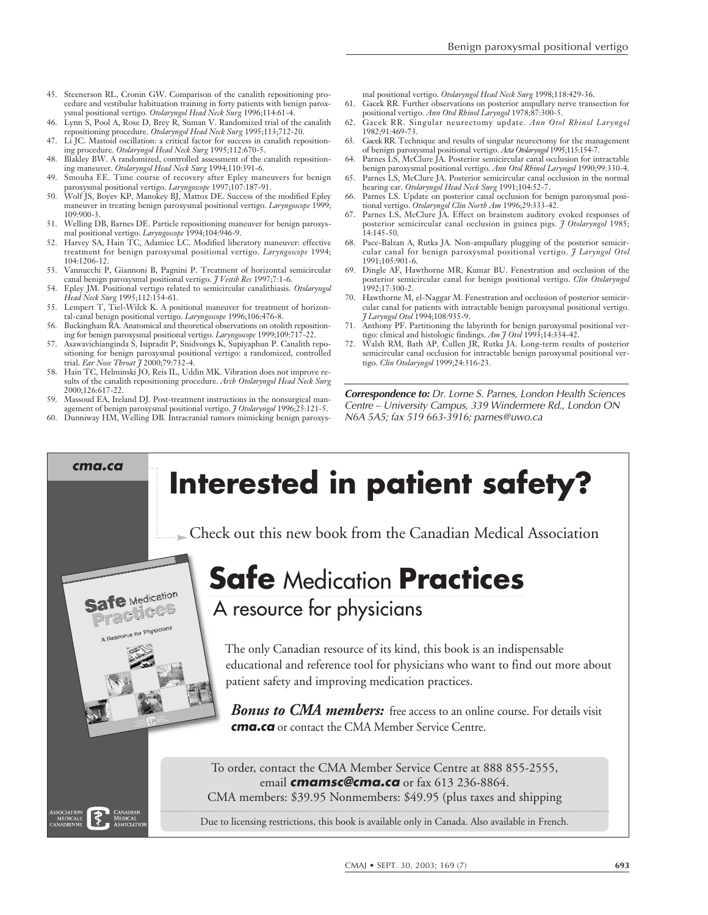45. Steenerson RL, Cronin GW. Comparison of the canalith repositioning procedure and vestibular habituation training in forty patients with benign paroxysmal positional vertigo. *Otolaryngol Head Neck Surg* 1996;114:61-4.
46. Lynn S, Pool A, Rose D, Brey R, Suman V. Randomized trial of the canalith repositioning procedure. *Otolaryngol Head Neck Surg* 1995;113;712-20.
47. Li JC. Mastoid oscillation: a critical factor for success in canalith repositioning procedure. *Otolaryngol Head Neck Surg* 1995;112:670-5.
48. Blakley BW. A randomized, controlled assessment of the canalith repositioning maneuver. *Otolaryngol Head Neck Surg* 1994;110:391-6.
49. Smouha EE. Time course of recovery after Epley maneuvers for benign paroxysmal positional vertigo. *Laryngoscope* 1997;107:187-91.
50. Wolf JS, Boyev KP, Manokey BJ, Mattox DE. Success of the modified Epley maneuver in treating benign paroxysmal positional vertigo. *Laryngoscope* 1999; 109:900-3.
51. Welling DB, Barnes DE. Particle repositioning maneuver for benign paroxysmal positional vertigo. *Laryngoscope* 1994;104:946-9.
52. Harvey SA, Hain TC, Adamiec LC. Modified liberatory maneuver: effective treatment for benign paroxysmal positional vertigo. *Laryngoscope* 1994; 104:1206-12.
53. Vannucchi P, Giannoni B, Pagnini P. Treatment of horizontal semicircular canal benign paroxysmal positional vertigo. *J Vestib Res* 1997;7:1-6.
54. Epley JM. Positional vertigo related to semicircular canalithiasis. *Otolaryngol Head Neck Surg* 1995;112:154-61.
55. Lempert T, Tiel-Wilck K. A positional maneuver for treatment of horizontal-canal benign positional vertigo. *Laryngoscope* 1996;106:476-8.
56. Buckingham RA. Anatomical and theoretical observations on otolith repositioning for benign paroxysmal positional vertigo. *Laryngoscope* 1999;109:717-22.
57. Asawavichianginda S, Isipradit P, Snidvongs K, Supiyaphun P. Canalith repositioning for benign paroxysmal positional vertigo: a randomized, controlled trial. *Ear Nose Throat J* 2000;79:732-4.
58. Hain TC, Helminski JO, Reis IL, Uddin MK. Vibration does not improve results of the canalith repositioning procedure. *Arch Otolaryngol Head Neck Surg* 2000;126:617-22.
59. Massoud EA, Ireland DJ. Post-treatment instructions in the nonsurgical management of benign paroxysmal positional vertigo. *J Otolaryngol* 1996;25:121-5.
60. Dunniway HM, Welling DB. Intracranial tumors mimicking benign paroxysmal positional vertigo. *Otolaryngol Head Neck Surg* 1998;118:429-36.
61. Gacek RR. Further observations on posterior ampullary nerve transection for positional vertigo. *Ann Otol Rhinol Laryngol* 1978;87:300-5.
62. Gacek RR. Singular neurectomy update. *Ann Otol Rhinol Laryngol* 1982;91:469-73.
63. Gacek RR. Technique and results of singular neurectomy for the management of benign paroxysmal positional vertigo. *Acta Otolaryngol* 1995;115:154-7.
64. Parnes LS, McClure JA. Posterior semicircular canal occlusion for intractable benign paroxysmal positional vertigo. *Ann Otol Rhinol Laryngol* 1990;99:330-4.
65. Parnes LS, McClure JA. Posterior semicircular canal occlusion in the normal hearing ear. *Otolaryngol Head Neck Surg* 1991;104:52-7.
66. Parnes LS. Update on posterior canal occlusion for benign paroxysmal positional vertigo. *Otolaryngol Clin North Am* 1996;29:333-42.
67. Parnes LS, McClure JA. Effect on brainstem auditory evoked responses of posterior semicircular canal occlusion in guinea pigs. *J Otolaryngol* 1985; 14:145-50.
68. Pace-Balzan A, Rutka JA. Non-ampullary plugging of the posterior semicircular canal for benign paroxysmal positional vertigo. *J Laryngol Otol* 1991;105:901-6.
69. Dingle AF, Hawthorne MR, Kumar BU. Fenestration and occlusion of the posterior semicircular canal for benign positional vertigo. *Clin Otolaryngol* 1992;17:300-2.
70. Hawthorne M, el-Naggar M. Fenestration and occlusion of posterior semicircular canal for patients with intractable benign paroxysmal positional vertigo. *J Laryngol Otol* 1994;108:935-9.
71. Anthony PF. Partitioning the labyrinth for benign paroxysmal positional vertigo: clinical and histologic findings. *Am J Otol* 1993;14:334-42.
72. Walsh RM, Bath AP, Cullen JR, Rutka JA. Long-term results of posterior semicircular canal occlusion for intractable benign paroxysmal positional vertigo. *Clin Otolaryngol* 1999;24:316-23.

***Correspondence to:*** *Dr. Lorne S. Parnes, London Health Sciences Centre – University Campus, 339 Windermere Rd., London ON N6A 5A5; fax 519 663-3916; parnes@uwo.ca*

**cma.ca**

# Interested in patient safety?

Check out this new book from the Canadian Medical Association

## Safe Medication Practices

A resource for physicians

The only Canadian resource of its kind, this book is an indispensable educational and reference tool for physicians who want to find out more about patient safety and improving medication practices.

***Bonus to CMA members:*** free access to an online course. For details visit ***cma.ca*** or contact the CMA Member Service Centre.

To order, contact the CMA Member Service Centre at 888 855-2555, email ***cmamsc@cma.ca*** or fax 613 236-8864.
CMA members: $39.95 Nonmembers: $49.95 (plus taxes and shipping

Due to licensing restrictions, this book is available only in Canada. Also available in French.

Association Médicale Canadienne — Canadian Medical Association